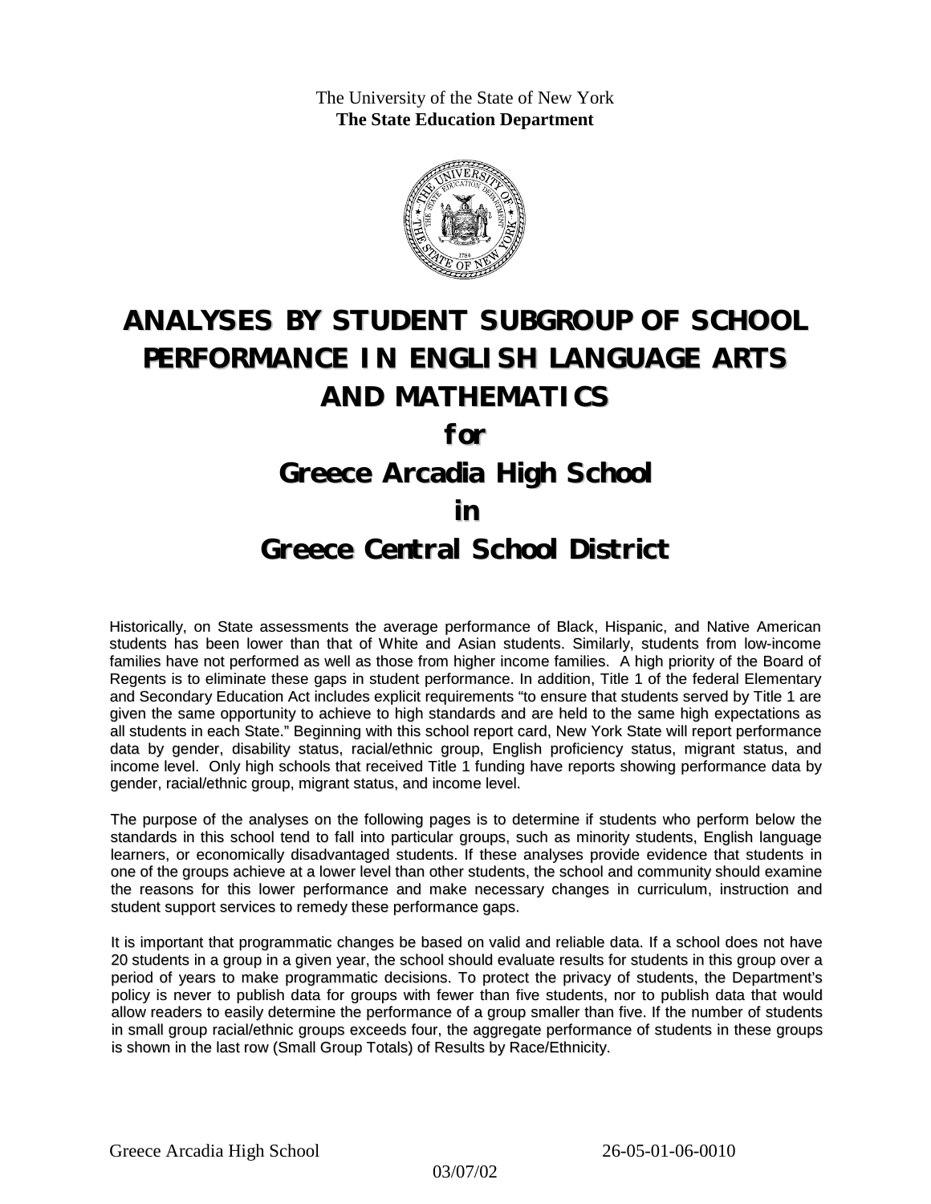The University of the State of New York
**The State Education Department**

# ANALYSES BY STUDENT SUBGROUP OF SCHOOL PERFORMANCE IN ENGLISH LANGUAGE ARTS AND MATHEMATICS

## for

## Greece Arcadia High School

## in

## Greece Central School District

Historically, on State assessments the average performance of Black, Hispanic, and Native American students has been lower than that of White and Asian students. Similarly, students from low-income families have not performed as well as those from higher income families. A high priority of the Board of Regents is to eliminate these gaps in student performance. In addition, Title 1 of the federal Elementary and Secondary Education Act includes explicit requirements "to ensure that students served by Title 1 are given the same opportunity to achieve to high standards and are held to the same high expectations as all students in each State." Beginning with this school report card, New York State will report performance data by gender, disability status, racial/ethnic group, English proficiency status, migrant status, and income level. Only high schools that received Title 1 funding have reports showing performance data by gender, racial/ethnic group, migrant status, and income level.

The purpose of the analyses on the following pages is to determine if students who perform below the standards in this school tend to fall into particular groups, such as minority students, English language learners, or economically disadvantaged students. If these analyses provide evidence that students in one of the groups achieve at a lower level than other students, the school and community should examine the reasons for this lower performance and make necessary changes in curriculum, instruction and student support services to remedy these performance gaps.

It is important that programmatic changes be based on valid and reliable data. If a school does not have 20 students in a group in a given year, the school should evaluate results for students in this group over a period of years to make programmatic decisions. To protect the privacy of students, the Department's policy is never to publish data for groups with fewer than five students, nor to publish data that would allow readers to easily determine the performance of a group smaller than five. If the number of students in small group racial/ethnic groups exceeds four, the aggregate performance of students in these groups is shown in the last row (Small Group Totals) of Results by Race/Ethnicity.

Greece Arcadia High School 26-05-01-06-0010

03/07/02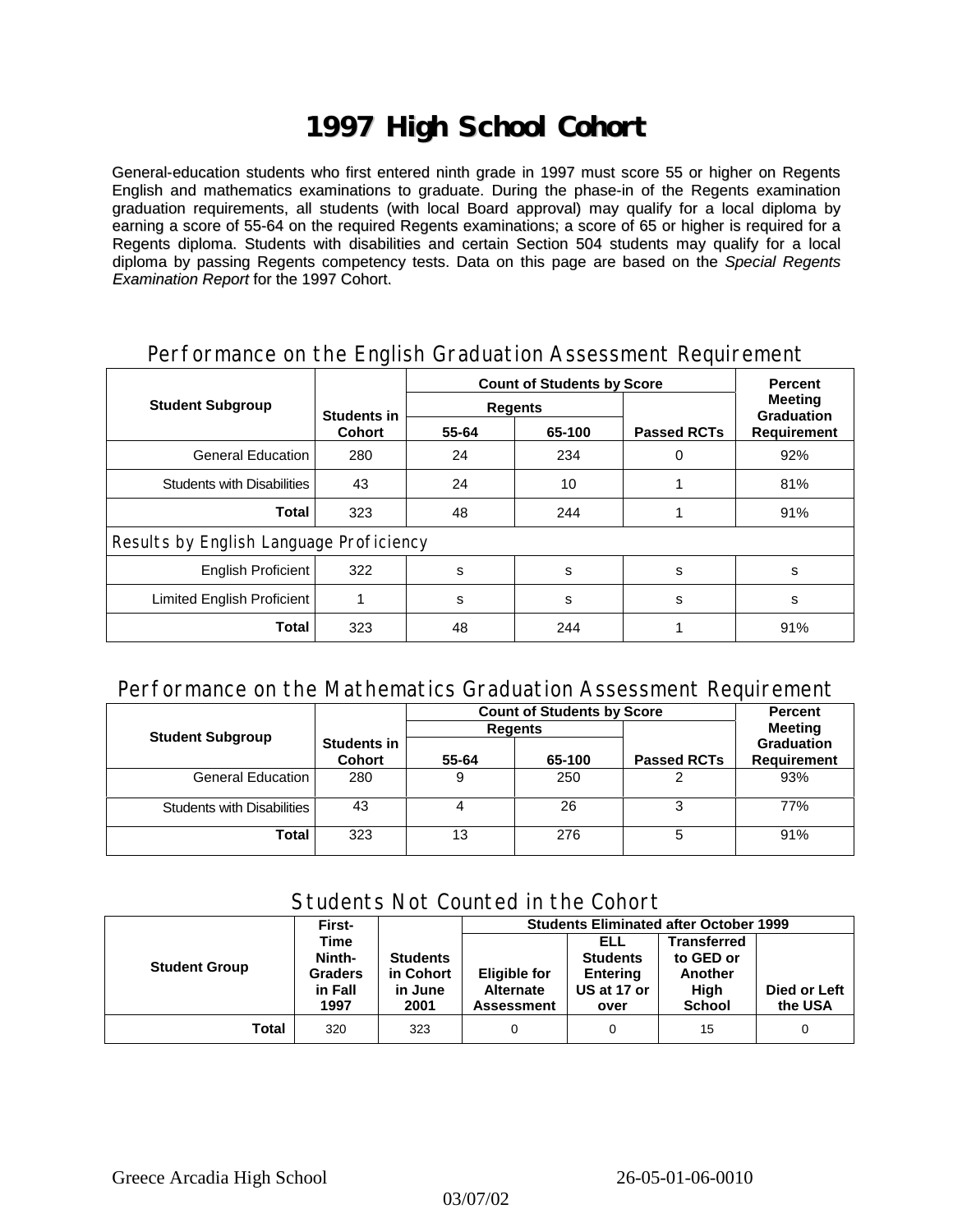# 1997 High School Cohort

General-education students who first entered ninth grade in 1997 must score 55 or higher on Regents English and mathematics examinations to graduate. During the phase-in of the Regents examination graduation requirements, all students (with local Board approval) may qualify for a local diploma by earning a score of 55-64 on the required Regents examinations; a score of 65 or higher is required for a Regents diploma. Students with disabilities and certain Section 504 students may qualify for a local diploma by passing Regents competency tests. Data on this page are based on the *Special Regents Examination Report* for the 1997 Cohort.

## Performance on the English Graduation Assessment Requirement

| Student Subgroup | Students in Cohort | Count of Students by Score | | | Percent Meeting Graduation Requirement |
|---|---|---|---|---|---|
| | | Regents | | | |
| | | 55-64 | 65-100 | Passed RCTs | |
| General Education | 280 | 24 | 234 | 0 | 92% |
| Students with Disabilities | 43 | 24 | 10 | 1 | 81% |
| **Total** | 323 | 48 | 244 | 1 | 91% |
| Results by English Language Proficiency | | | | | |
| English Proficient | 322 | s | s | s | s |
| Limited English Proficient | 1 | s | s | s | s |
| **Total** | 323 | 48 | 244 | 1 | 91% |

## Performance on the Mathematics Graduation Assessment Requirement

| Student Subgroup | Students in Cohort | Count of Students by Score | | | Percent Meeting Graduation Requirement |
|---|---|---|---|---|---|
| | | Regents | | | |
| | | 55-64 | 65-100 | Passed RCTs | |
| General Education | 280 | 9 | 250 | 2 | 93% |
| Students with Disabilities | 43 | 4 | 26 | 3 | 77% |
| **Total** | 323 | 13 | 276 | 5 | 91% |

## Students Not Counted in the Cohort

| Student Group | First-Time Ninth-Graders in Fall 1997 | Students in Cohort in June 2001 | Students Eliminated after October 1999 | | | |
|---|---|---|---|---|---|---|
| | | | Eligible for Alternate Assessment | ELL Students Entering US at 17 or over | Transferred to GED or Another High School | Died or Left the USA |
| **Total** | 320 | 323 | 0 | 0 | 15 | 0 |

Greece Arcadia High School 26-05-01-06-0010

03/07/02